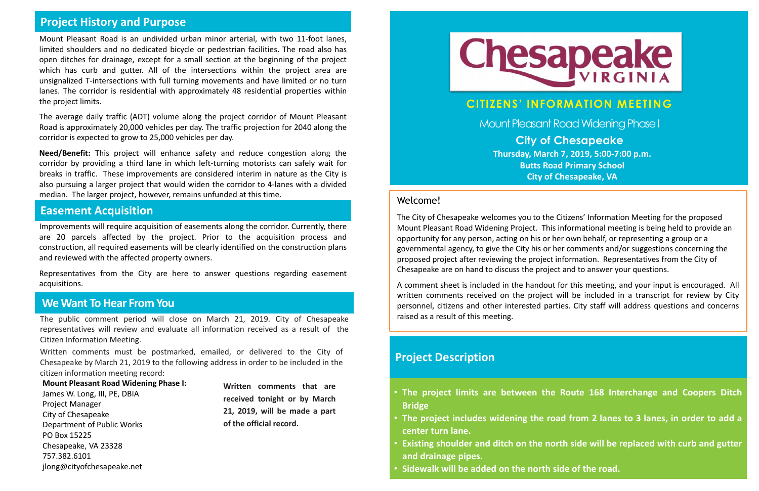## Project History and Purpose

Mount Pleasant Road is an undivided urban minor arterial, with two 11-foot lanes, limited shoulders and no dedicated bicycle or pedestrian facilities. The road also has open ditches for drainage, except for a small section at the beginning of the project which has curb and gutter. All of the intersections within the project area are unsignalized T-intersections with full turning movements and have limited or no turn lanes. The corridor is residential with approximately 48 residential properties within the project limits.

The average daily traffic (ADT) volume along the project corridor of Mount Pleasant Road is approximately 20,000 vehicles per day. The traffic projection for 2040 along the corridor is expected to grow to 25,000 vehicles per day.

**Need/Benefit:** This project will enhance safety and reduce congestion along the corridor by providing a third lane in which left-turning motorists can safely wait for breaks in traffic. These improvements are considered interim in nature as the City is also pursuing a larger project that would widen the corridor to 4-lanes with a divided median. The larger project, however, remains unfunded at this time.

## Easement Acquisition

Improvements will require acquisition of easements along the corridor. Currently, there are 20 parcels affected by the project. Prior to the acquisition process and construction, all required easements will be clearly identified on the construction plans and reviewed with the affected property owners.

Representatives from the City are here to answer questions regarding easement acquisitions.

## We Want To Hear From You

The public comment period will close on March 21, 2019. City of Chesapeake representatives will review and evaluate all information received as a result of the Citizen Information Meeting.

Written comments must be postmarked, emailed, or delivered to the City of Chesapeake by March 21, 2019 to the following address in order to be included in the citizen information meeting record:

**Mount Pleasant Road Widening Phase I:**
James W. Long, III, PE, DBIA
Project Manager
City of Chesapeake
Department of Public Works
PO Box 15225
Chesapeake, VA 23328
757.382.6101
jlong@cityofchesapeake.net

**Written comments that are received tonight or by March 21, 2019, will be made a part of the official record.**

# Chesapeake VIRGINIA

## CITIZENS' INFORMATION MEETING

Mount Pleasant Road Widening Phase I

**City of Chesapeake**

**Thursday, March 7, 2019, 5:00-7:00 p.m.**
**Butts Road Primary School**
**City of Chesapeake, VA**

### Welcome!

The City of Chesapeake welcomes you to the Citizens' Information Meeting for the proposed Mount Pleasant Road Widening Project. This informational meeting is being held to provide an opportunity for any person, acting on his or her own behalf, or representing a group or a governmental agency, to give the City his or her comments and/or suggestions concerning the proposed project after reviewing the project information. Representatives from the City of Chesapeake are on hand to discuss the project and to answer your questions.

A comment sheet is included in the handout for this meeting, and your input is encouraged. All written comments received on the project will be included in a transcript for review by City personnel, citizens and other interested parties. City staff will address questions and concerns raised as a result of this meeting.

## Project Description

- **The project limits are between the Route 168 Interchange and Coopers Ditch Bridge**
- **The project includes widening the road from 2 lanes to 3 lanes, in order to add a center turn lane.**
- **Existing shoulder and ditch on the north side will be replaced with curb and gutter and drainage pipes.**
- **Sidewalk will be added on the north side of the road.**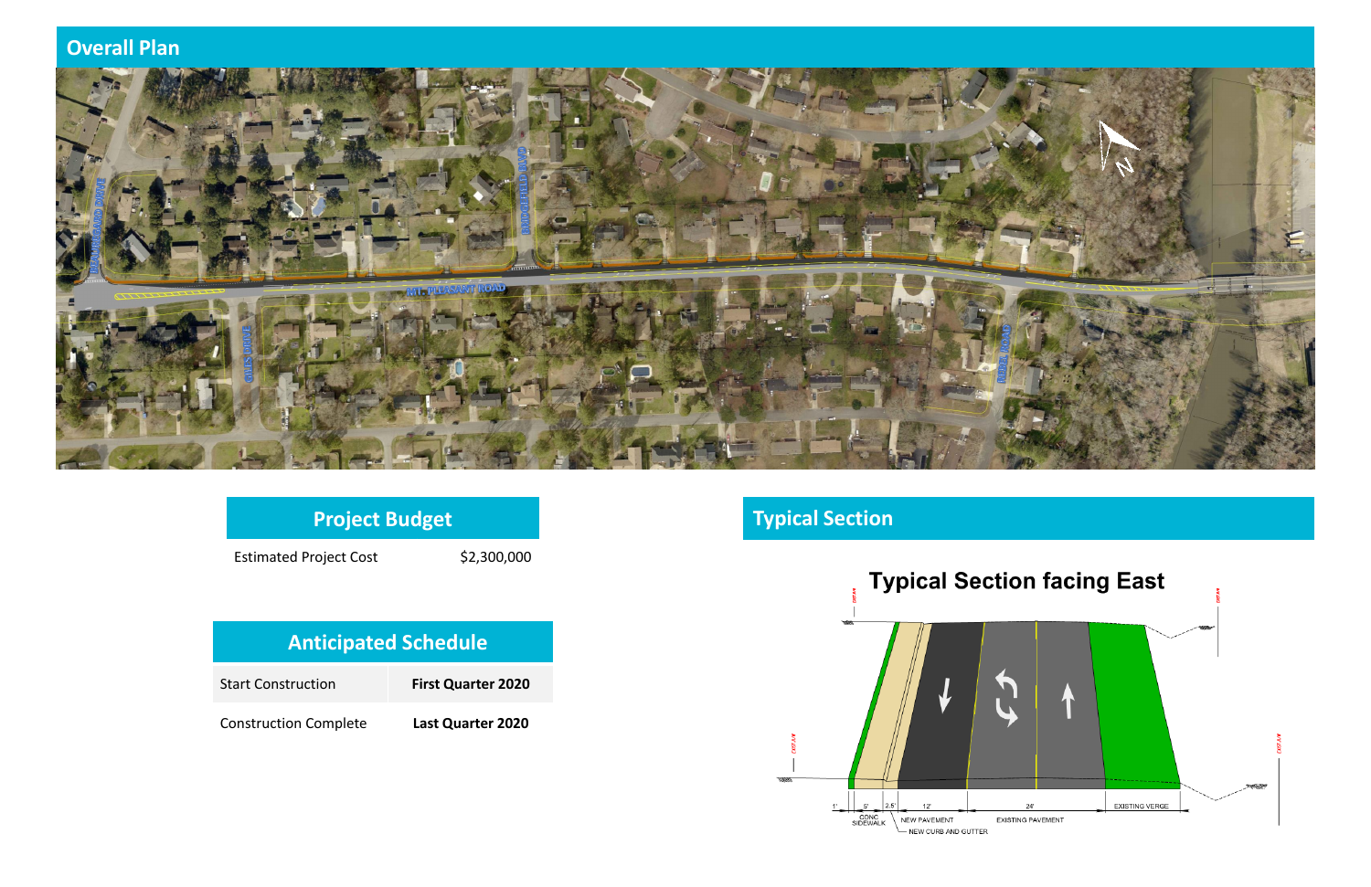## Overall Plan

## Project Budget

| | |
|---|---|
| Estimated Project Cost | $2,300,000 |

## Anticipated Schedule

| | |
|---|---|
| Start Construction | **First Quarter 2020** |
| Construction Complete | **Last Quarter 2020** |

## Typical Section

**Typical Section facing East**

1'
5'
2.5'
12'
24'
EXISTING VERGE
CONC SIDEWALK
NEW PAVEMENT
NEW CURB AND GUTTER
EXISTING PAVEMENT